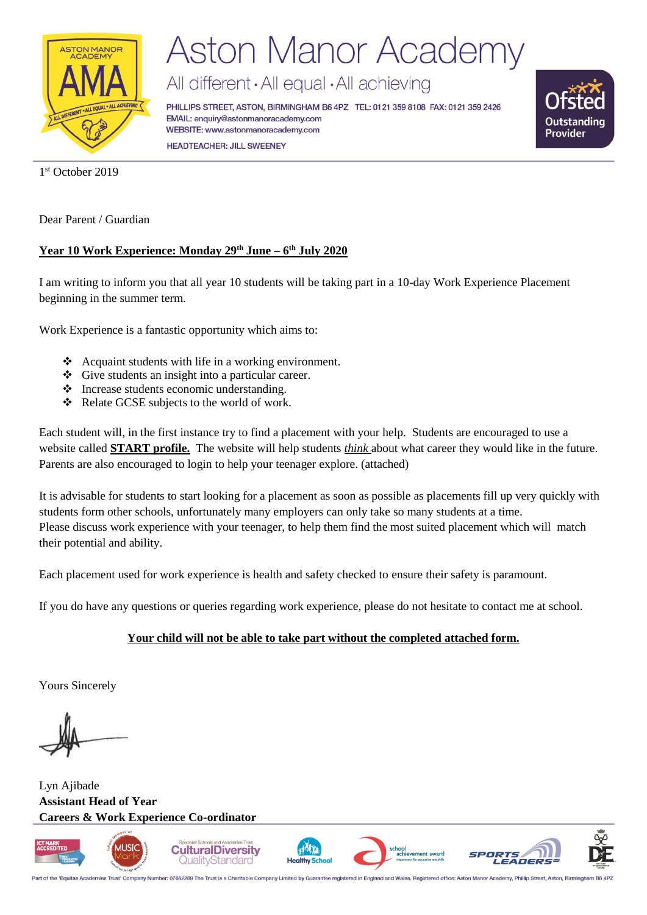# Aston Manor Academy

All different • All equal • All achieving

PHILLIPS STREET, ASTON, BIRMINGHAM B6 4PZ TEL: 0121 359 8108 FAX: 0121 359 2426
EMAIL: enquiry@astonmanoracademy.com
WEBSITE: www.astonmanoracademy.com

HEADTEACHER: JILL SWEENEY

1st October 2019

Dear Parent / Guardian

**Year 10 Work Experience: Monday 29th June – 6th July 2020**

I am writing to inform you that all year 10 students will be taking part in a 10-day Work Experience Placement beginning in the summer term.

Work Experience is a fantastic opportunity which aims to:

- Acquaint students with life in a working environment.
- Give students an insight into a particular career.
- Increase students economic understanding.
- Relate GCSE subjects to the world of work.

Each student will, in the first instance try to find a placement with your help. Students are encouraged to use a website called **START profile.** The website will help students *think* about what career they would like in the future. Parents are also encouraged to login to help your teenager explore. (attached)

It is advisable for students to start looking for a placement as soon as possible as placements fill up very quickly with students form other schools, unfortunately many employers can only take so many students at a time.
Please discuss work experience with your teenager, to help them find the most suited placement which will match their potential and ability.

Each placement used for work experience is health and safety checked to ensure their safety is paramount.

If you do have any questions or queries regarding work experience, please do not hesitate to contact me at school.

**Your child will not be able to take part without the completed attached form.**

Yours Sincerely

Lyn Ajibade
**Assistant Head of Year**
**Careers & Work Experience Co-ordinator**

Part of the 'Equitas Academies Trust' Company Number: 07662289 The Trust is a Charitable Company Limited by Guarantee registered in England and Wales. Registered office: Aston Manor Academy, Phillip Street, Aston, Birmingham B6 4PZ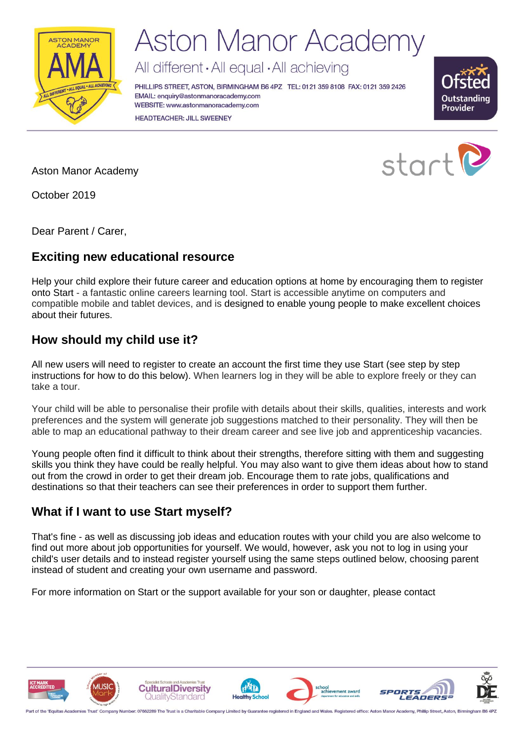# Aston Manor Academy

All different · All equal · All achieving

PHILLIPS STREET, ASTON, BIRMINGHAM B6 4PZ TEL: 0121 359 8108 FAX: 0121 359 2426
EMAIL: enquiry@astonmanoracademy.com
WEBSITE: www.astonmanoracademy.com

HEADTEACHER: JILL SWEENEY

Aston Manor Academy

October 2019

Dear Parent / Carer,

## Exciting new educational resource

Help your child explore their future career and education options at home by encouraging them to register onto Start - a fantastic online careers learning tool. Start is accessible anytime on computers and compatible mobile and tablet devices, and is designed to enable young people to make excellent choices about their futures.

## How should my child use it?

All new users will need to register to create an account the first time they use Start (see step by step instructions for how to do this below). When learners log in they will be able to explore freely or they can take a tour.

Your child will be able to personalise their profile with details about their skills, qualities, interests and work preferences and the system will generate job suggestions matched to their personality. They will then be able to map an educational pathway to their dream career and see live job and apprenticeship vacancies.

Young people often find it difficult to think about their strengths, therefore sitting with them and suggesting skills you think they have could be really helpful. You may also want to give them ideas about how to stand out from the crowd in order to get their dream job. Encourage them to rate jobs, qualifications and destinations so that their teachers can see their preferences in order to support them further.

## What if I want to use Start myself?

That's fine - as well as discussing job ideas and education routes with your child you are also welcome to find out more about job opportunities for yourself. We would, however, ask you not to log in using your child's user details and to instead register yourself using the same steps outlined below, choosing parent instead of student and creating your own username and password.

For more information on Start or the support available for your son or daughter, please contact

Part of the 'Equitas Academies Trust' Company Number: 07662289 The Trust is a Charitable Company Limited by Guarantee registered in England and Wales. Registered office: Aston Manor Academy, Phillip Street, Aston, Birmingham B6 4PZ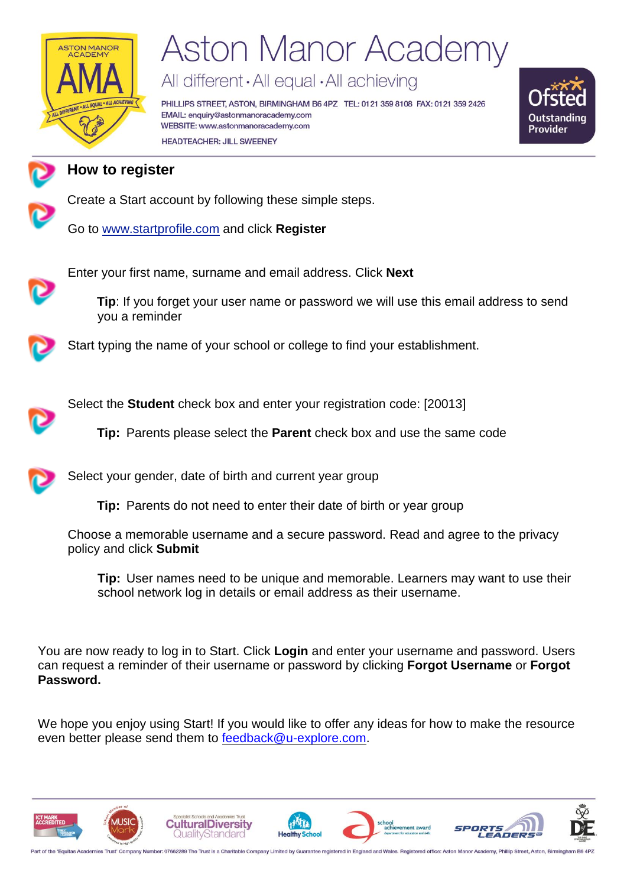Aston Manor Academy

All different · All equal · All achieving

PHILLIPS STREET, ASTON, BIRMINGHAM B6 4PZ TEL: 0121 359 8108 FAX: 0121 359 2426
EMAIL: enquiry@astonmanoracademy.com
WEBSITE: www.astonmanoracademy.com

HEADTEACHER: JILL SWEENEY

## How to register

Create a Start account by following these simple steps.

Go to www.startprofile.com and click **Register**

Enter your first name, surname and email address. Click **Next**

**Tip**: If you forget your user name or password we will use this email address to send you a reminder

Start typing the name of your school or college to find your establishment.

Select the **Student** check box and enter your registration code: [20013]

**Tip:** Parents please select the **Parent** check box and use the same code

Select your gender, date of birth and current year group

**Tip:** Parents do not need to enter their date of birth or year group

Choose a memorable username and a secure password. Read and agree to the privacy policy and click **Submit**

**Tip:** User names need to be unique and memorable. Learners may want to use their school network log in details or email address as their username.

You are now ready to log in to Start. Click **Login** and enter your username and password. Users can request a reminder of their username or password by clicking **Forgot Username** or **Forgot Password.**

We hope you enjoy using Start! If you would like to offer any ideas for how to make the resource even better please send them to feedback@u-explore.com.

Part of the 'Equitas Academies Trust' Company Number: 07662289 The Trust is a Charitable Company Limited by Guarantee registered in England and Wales. Registered office: Aston Manor Academy, Phillip Street, Aston, Birmingham B6 4PZ